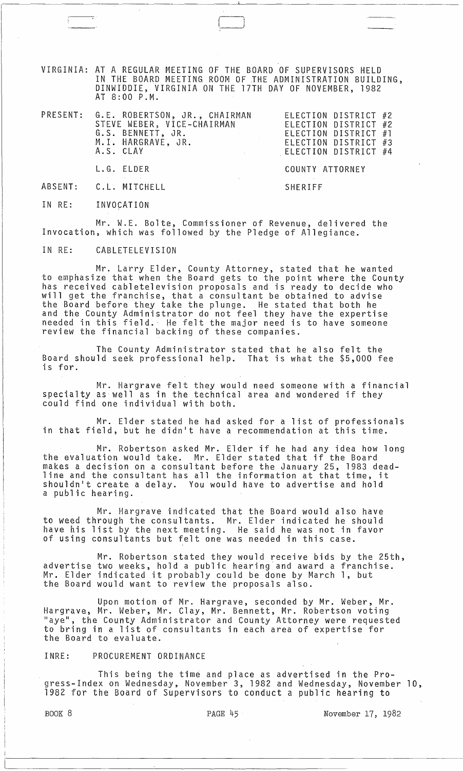VIRGINIA: AT A REGULAR MEETING OF THE BOARD OF SUPERVISORS HELD IN THE BOARD MEETING ROOM OF THE ADMINISTRATION BUILDING, DINWIDDIE, VIRGINIA ON THE 17TH DAY OF NOVEMBER, 1982 AT 8:00 P.M.

| | | |
|---|---|---|
| PRESENT: | G.E. ROBERTSON, JR., CHAIRMAN | ELECTION DISTRICT #2 |
| | STEVE WEBER, VICE-CHAIRMAN | ELECTION DISTRICT #2 |
| | G.S. BENNETT, JR. | ELECTION DISTRICT #1 |
| | M.I. HARGRAVE, JR. | ELECTION DISTRICT #3 |
| | A.S. CLAY | ELECTION DISTRICT #4 |
| | L.G. ELDER | COUNTY ATTORNEY |
| ABSENT: | C.L. MITCHELL | SHERIFF |

IN RE: INVOCATION

Mr. W.E. Bolte, Commissioner of Revenue, delivered the Invocation, which was followed by the Pledge of Allegiance.

IN RE: CABLETELEVISION

Mr. Larry Elder, County Attorney, stated that he wanted to emphasize that when the Board gets to the point where the County has received cabletelevision proposals and is ready to decide who will get the franchise, that a consultant be obtained to advise the Board before they take the plunge. He stated that both he and the County Administrator do not feel they have the expertise needed in this field. He felt the major need is to have someone review the financial backing of these companies.

The County Administrator stated that he also felt the Board should seek professional help. That is what the $5,000 fee is for.

Mr. Hargrave felt they would need someone with a financial specialty as well as in the technical area and wondered if they could find one individual with both.

Mr. Elder stated he had asked for a list of professionals in that field, but he didn't have a recommendation at this time.

Mr. Robertson asked Mr. Elder if he had any idea how long the evaluation would take. Mr. Elder stated that if the Board makes a decision on a consultant before the January 25, 1983 deadline and the consultant has all the information at that time, it shouldn't create a delay. You would have to advertise and hold a public hearing.

Mr. Hargrave indicated that the Board would also have to weed through the consultants. Mr. Elder indicated he should have his list by the next meeting. He said he was not in favor of using consultants but felt one was needed in this case.

Mr. Robertson stated they would receive bids by the 25th, advertise two weeks, hold a public hearing and award a franchise. Mr. Elder indicated it probably could be done by March 1, but the Board would want to review the proposals also.

Upon motion of Mr. Hargrave, seconded by Mr. Weber, Mr. Hargrave, Mr. Weber, Mr. Clay, Mr. Bennett, Mr. Robertson voting "aye", the County Administrator and County Attorney were requested to bring in a list of consultants in each area of expertise for the Board to evaluate.

INRE: PROCUREMENT ORDINANCE

This being the time and place as advertised in the Progress-Index on Wednesday, November 3, 1982 and Wednesday, November 10, 1982 for the Board of Supervisors to conduct a public hearing to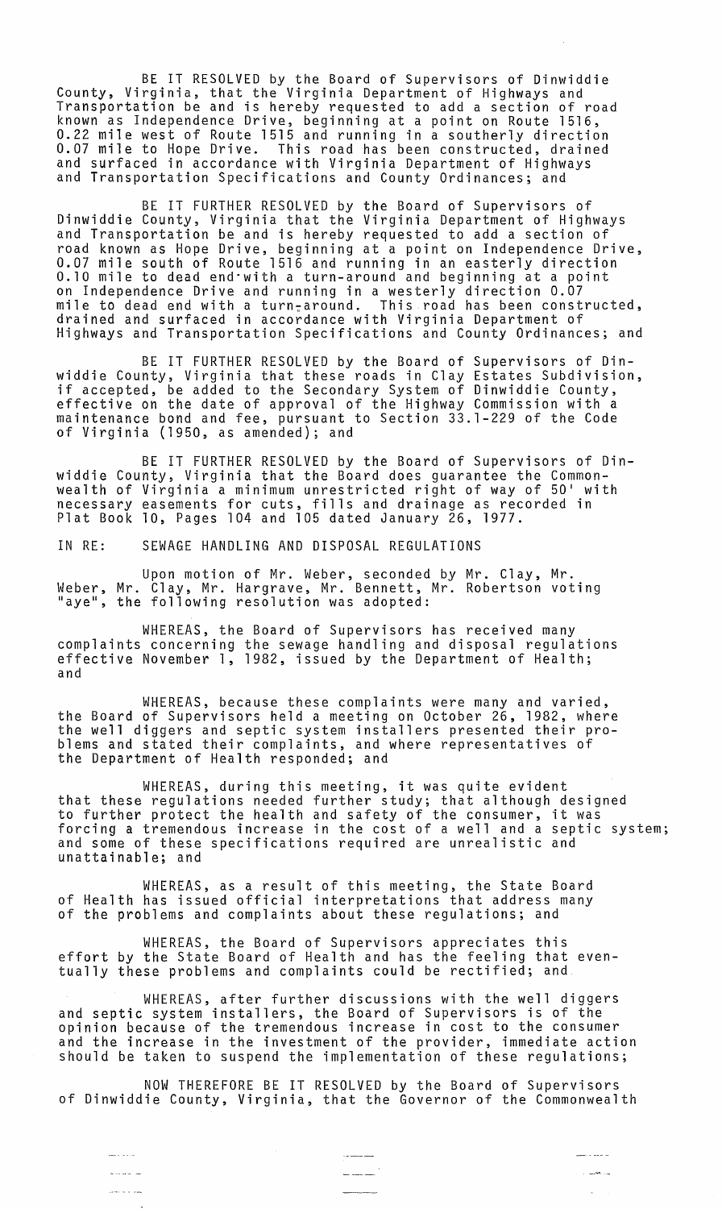BE IT RESOLVED by the Board of Supervisors of Dinwiddie County, Virginia, that the Virginia Department of Highways and Transportation be and is hereby requested to add a section of road known as Independence Drive, beginning at a point on Route 1516, 0.22 mile west of Route 1515 and running in a southerly direction 0.07 mile to Hope Drive. This road has been constructed, drained and surfaced in accordance with Virginia Department of Highways and Transportation Specifications and County Ordinances; and

BE IT FURTHER RESOLVED by the Board of Supervisors of Dinwiddie County, Virginia that the Virginia Department of Highways and Transportation be and is hereby requested to add a section of road known as Hope Drive, beginning at a point on Independence Drive, 0.07 mile south of Route 1516 and running in an easterly direction 0.10 mile to dead end with a turn-around and beginning at a point on Independence Drive and running in a westerly direction 0.07 mile to dead end with a turn-around. This road has been constructed, drained and surfaced in accordance with Virginia Department of Highways and Transportation Specifications and County Ordinances; and

BE IT FURTHER RESOLVED by the Board of Supervisors of Dinwiddie County, Virginia that these roads in Clay Estates Subdivision, if accepted, be added to the Secondary System of Dinwiddie County, effective on the date of approval of the Highway Commission with a maintenance bond and fee, pursuant to Section 33.1-229 of the Code of Virginia (1950, as amended); and

BE IT FURTHER RESOLVED by the Board of Supervisors of Dinwiddie County, Virginia that the Board does guarantee the Commonwealth of Virginia a minimum unrestricted right of way of 50' with necessary easements for cuts, fills and drainage as recorded in Plat Book 10, Pages 104 and 105 dated January 26, 1977.

IN RE: SEWAGE HANDLING AND DISPOSAL REGULATIONS

Upon motion of Mr. Weber, seconded by Mr. Clay, Mr. Weber, Mr. Clay, Mr. Hargrave, Mr. Bennett, Mr. Robertson voting "aye", the following resolution was adopted:

WHEREAS, the Board of Supervisors has received many complaints concerning the sewage handling and disposal regulations effective November 1, 1982, issued by the Department of Health; and

WHEREAS, because these complaints were many and varied, the Board of Supervisors held a meeting on October 26, 1982, where the well diggers and septic system installers presented their problems and stated their complaints, and where representatives of the Department of Health responded; and

WHEREAS, during this meeting, it was quite evident that these regulations needed further study; that although designed to further protect the health and safety of the consumer, it was forcing a tremendous increase in the cost of a well and a septic system; and some of these specifications required are unrealistic and unattainable; and

WHEREAS, as a result of this meeting, the State Board of Health has issued official interpretations that address many of the problems and complaints about these regulations; and

WHEREAS, the Board of Supervisors appreciates this effort by the State Board of Health and has the feeling that eventually these problems and complaints could be rectified; and

WHEREAS, after further discussions with the well diggers and septic system installers, the Board of Supervisors is of the opinion because of the tremendous increase in cost to the consumer and the increase in the investment of the provider, immediate action should be taken to suspend the implementation of these regulations;

NOW THEREFORE BE IT RESOLVED by the Board of Supervisors of Dinwiddie County, Virginia, that the Governor of the Commonwealth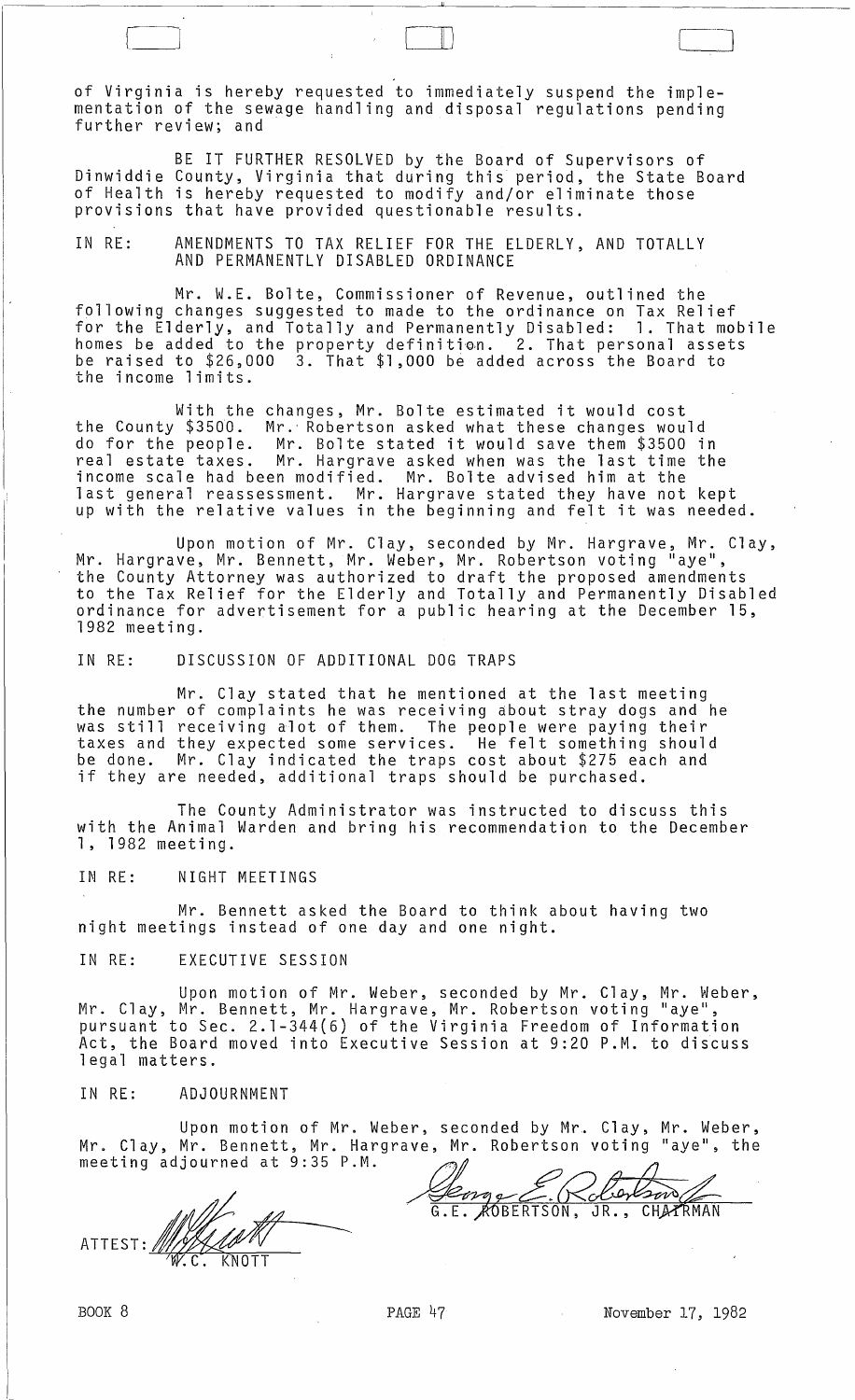of Virginia is hereby requested to immediately suspend the implementation of the sewage handling and disposal regulations pending further review; and

BE IT FURTHER RESOLVED by the Board of Supervisors of Dinwiddie County, Virginia that during this period, the State Board of Health is hereby requested to modify and/or eliminate those provisions that have provided questionable results.

IN RE: AMENDMENTS TO TAX RELIEF FOR THE ELDERLY, AND TOTALLY AND PERMANENTLY DISABLED ORDINANCE

Mr. W.E. Bolte, Commissioner of Revenue, outlined the following changes suggested to made to the ordinance on Tax Relief for the Elderly, and Totally and Permanently Disabled: 1. That mobile homes be added to the property definition. 2. That personal assets be raised to $26,000 3. That $1,000 be added across the Board to the income limits.

With the changes, Mr. Bolte estimated it would cost the County $3500. Mr. Robertson asked what these changes would do for the people. Mr. Bolte stated it would save them $3500 in real estate taxes. Mr. Hargrave asked when was the last time the income scale had been modified. Mr. Bolte advised him at the last general reassessment. Mr. Hargrave stated they have not kept up with the relative values in the beginning and felt it was needed.

Upon motion of Mr. Clay, seconded by Mr. Hargrave, Mr. Clay, Mr. Hargrave, Mr. Bennett, Mr. Weber, Mr. Robertson voting "aye", the County Attorney was authorized to draft the proposed amendments to the Tax Relief for the Elderly and Totally and Permanently Disabled ordinance for advertisement for a public hearing at the December 15, 1982 meeting.

IN RE: DISCUSSION OF ADDITIONAL DOG TRAPS

Mr. Clay stated that he mentioned at the last meeting the number of complaints he was receiving about stray dogs and he was still receiving alot of them. The people were paying their taxes and they expected some services. He felt something should be done. Mr. Clay indicated the traps cost about $275 each and if they are needed, additional traps should be purchased.

The County Administrator was instructed to discuss this with the Animal Warden and bring his recommendation to the December 1, 1982 meeting.

IN RE: NIGHT MEETINGS

Mr. Bennett asked the Board to think about having two night meetings instead of one day and one night.

IN RE: EXECUTIVE SESSION

Upon motion of Mr. Weber, seconded by Mr. Clay, Mr. Weber, Mr. Clay, Mr. Bennett, Mr. Hargrave, Mr. Robertson voting "aye", pursuant to Sec. 2.1-344(6) of the Virginia Freedom of Information Act, the Board moved into Executive Session at 9:20 P.M. to discuss legal matters.

IN RE: ADJOURNMENT

Upon motion of Mr. Weber, seconded by Mr. Clay, Mr. Weber, Mr. Clay, Mr. Bennett, Mr. Hargrave, Mr. Robertson voting "aye", the meeting adjourned at 9:35 P.M.

G.E. ROBERTSON, JR., CHAIRMAN

ATTEST: W.C. KNOTT

BOOK 8 PAGE 47 November 17, 1982